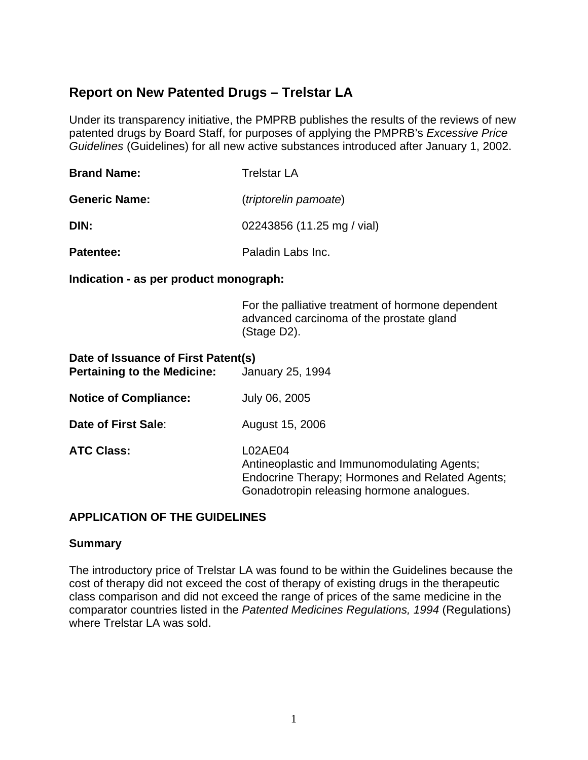# Report on New Patented Drugs – Trelstar LA

Under its transparency initiative, the PMPRB publishes the results of the reviews of new patented drugs by Board Staff, for purposes of applying the PMPRB's *Excessive Price Guidelines* (Guidelines) for all new active substances introduced after January 1, 2002.

**Brand Name:** Trelstar LA

**Generic Name:** (*triptorelin pamoate*)

**DIN:** 02243856 (11.25 mg / vial)

**Patentee:** Paladin Labs Inc.

**Indication - as per product monograph:**

For the palliative treatment of hormone dependent advanced carcinoma of the prostate gland (Stage D2).

**Date of Issuance of First Patent(s) Pertaining to the Medicine:** January 25, 1994

**Notice of Compliance:** July 06, 2005

**Date of First Sale**: August 15, 2006

**ATC Class:** L02AE04
Antineoplastic and Immunomodulating Agents; Endocrine Therapy; Hormones and Related Agents; Gonadotropin releasing hormone analogues.

## APPLICATION OF THE GUIDELINES

### Summary

The introductory price of Trelstar LA was found to be within the Guidelines because the cost of therapy did not exceed the cost of therapy of existing drugs in the therapeutic class comparison and did not exceed the range of prices of the same medicine in the comparator countries listed in the *Patented Medicines Regulations, 1994* (Regulations) where Trelstar LA was sold.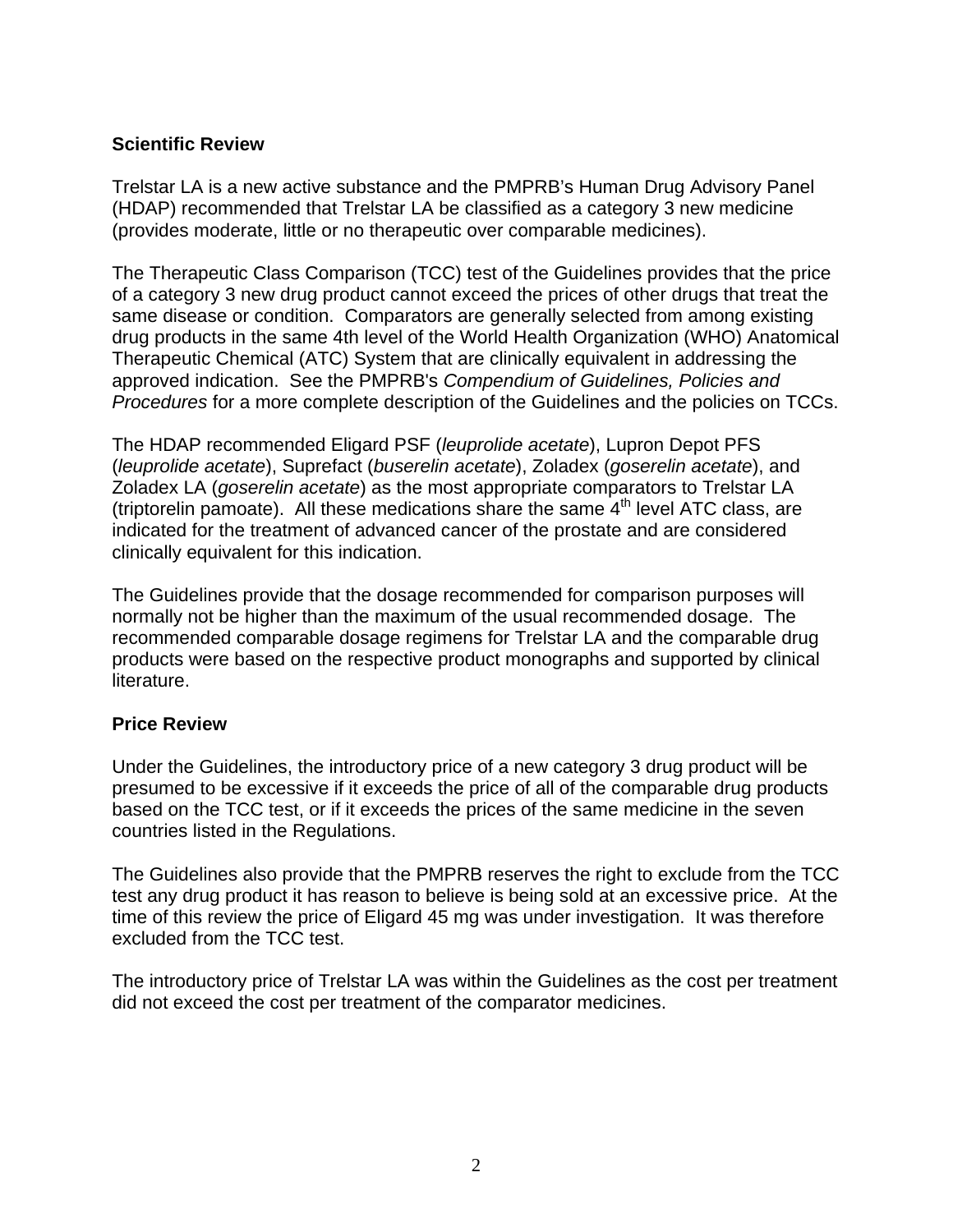**Scientific Review**

Trelstar LA is a new active substance and the PMPRB's Human Drug Advisory Panel (HDAP) recommended that Trelstar LA be classified as a category 3 new medicine (provides moderate, little or no therapeutic over comparable medicines).

The Therapeutic Class Comparison (TCC) test of the Guidelines provides that the price of a category 3 new drug product cannot exceed the prices of other drugs that treat the same disease or condition. Comparators are generally selected from among existing drug products in the same 4th level of the World Health Organization (WHO) Anatomical Therapeutic Chemical (ATC) System that are clinically equivalent in addressing the approved indication. See the PMPRB's *Compendium of Guidelines, Policies and Procedures* for a more complete description of the Guidelines and the policies on TCCs.

The HDAP recommended Eligard PSF (*leuprolide acetate*), Lupron Depot PFS (*leuprolide acetate*), Suprefact (*buserelin acetate*), Zoladex (*goserelin acetate*), and Zoladex LA (*goserelin acetate*) as the most appropriate comparators to Trelstar LA (triptorelin pamoate). All these medications share the same 4th level ATC class, are indicated for the treatment of advanced cancer of the prostate and are considered clinically equivalent for this indication.

The Guidelines provide that the dosage recommended for comparison purposes will normally not be higher than the maximum of the usual recommended dosage. The recommended comparable dosage regimens for Trelstar LA and the comparable drug products were based on the respective product monographs and supported by clinical literature.

**Price Review**

Under the Guidelines, the introductory price of a new category 3 drug product will be presumed to be excessive if it exceeds the price of all of the comparable drug products based on the TCC test, or if it exceeds the prices of the same medicine in the seven countries listed in the Regulations.

The Guidelines also provide that the PMPRB reserves the right to exclude from the TCC test any drug product it has reason to believe is being sold at an excessive price. At the time of this review the price of Eligard 45 mg was under investigation. It was therefore excluded from the TCC test.

The introductory price of Trelstar LA was within the Guidelines as the cost per treatment did not exceed the cost per treatment of the comparator medicines.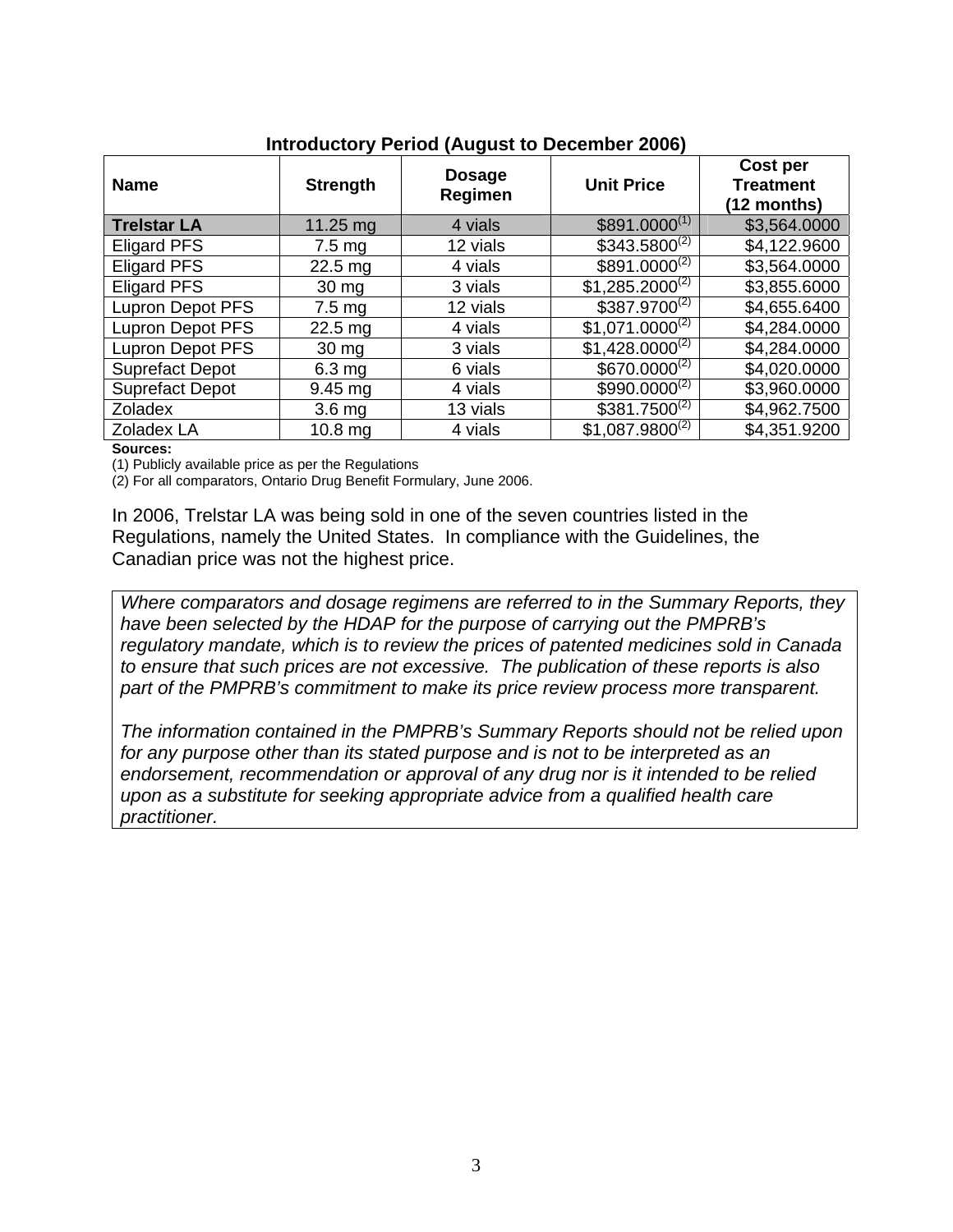**Introductory Period (August to December 2006)**

| Name | Strength | Dosage Regimen | Unit Price | Cost per Treatment (12 months) |
|---|---|---|---|---|
| **Trelstar LA** | 11.25 mg | 4 vials | $891.0000[1] | $3,564.0000 |
| Eligard PFS | 7.5 mg | 12 vials | $343.5800[2] | $4,122.9600 |
| Eligard PFS | 22.5 mg | 4 vials | $891.0000[2] | $3,564.0000 |
| Eligard PFS | 30 mg | 3 vials | $1,285.2000[2] | $3,855.6000 |
| Lupron Depot PFS | 7.5 mg | 12 vials | $387.9700[2] | $4,655.6400 |
| Lupron Depot PFS | 22.5 mg | 4 vials | $1,071.0000[2] | $4,284.0000 |
| Lupron Depot PFS | 30 mg | 3 vials | $1,428.0000[2] | $4,284.0000 |
| Suprefact Depot | 6.3 mg | 6 vials | $670.0000[2] | $4,020.0000 |
| Suprefact Depot | 9.45 mg | 4 vials | $990.0000[2] | $3,960.0000 |
| Zoladex | 3.6 mg | 13 vials | $381.7500[2] | $4,962.7500 |
| Zoladex LA | 10.8 mg | 4 vials | $1,087.9800[2] | $4,351.9200 |

**Sources:**
(1) Publicly available price as per the Regulations
(2) For all comparators, Ontario Drug Benefit Formulary, June 2006.

In 2006, Trelstar LA was being sold in one of the seven countries listed in the Regulations, namely the United States. In compliance with the Guidelines, the Canadian price was not the highest price.

*Where comparators and dosage regimens are referred to in the Summary Reports, they have been selected by the HDAP for the purpose of carrying out the PMPRB's regulatory mandate, which is to review the prices of patented medicines sold in Canada to ensure that such prices are not excessive. The publication of these reports is also part of the PMPRB's commitment to make its price review process more transparent.*

*The information contained in the PMPRB's Summary Reports should not be relied upon for any purpose other than its stated purpose and is not to be interpreted as an endorsement, recommendation or approval of any drug nor is it intended to be relied upon as a substitute for seeking appropriate advice from a qualified health care practitioner.*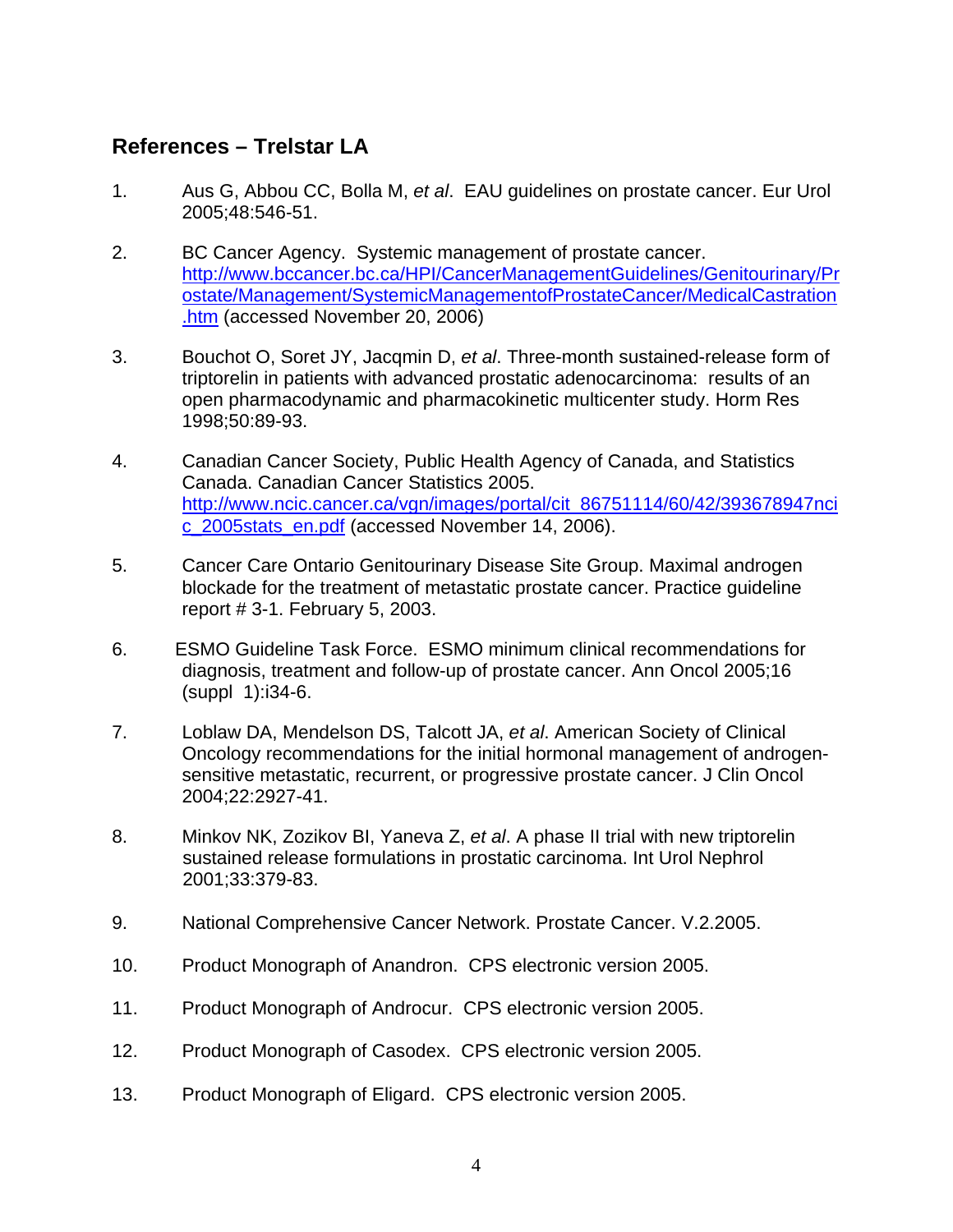## References – Trelstar LA

1. Aus G, Abbou CC, Bolla M, *et al*. EAU guidelines on prostate cancer. Eur Urol 2005;48:546-51.

2. BC Cancer Agency. Systemic management of prostate cancer. http://www.bccancer.bc.ca/HPI/CancerManagementGuidelines/Genitourinary/Prostate/Management/SystemicManagementofProstateCancer/MedicalCastration.htm (accessed November 20, 2006)

3. Bouchot O, Soret JY, Jacqmin D, *et al*. Three-month sustained-release form of triptorelin in patients with advanced prostatic adenocarcinoma: results of an open pharmacodynamic and pharmacokinetic multicenter study. Horm Res 1998;50:89-93.

4. Canadian Cancer Society, Public Health Agency of Canada, and Statistics Canada. Canadian Cancer Statistics 2005. http://www.ncic.cancer.ca/vgn/images/portal/cit_86751114/60/42/393678947ncic_2005stats_en.pdf (accessed November 14, 2006).

5. Cancer Care Ontario Genitourinary Disease Site Group. Maximal androgen blockade for the treatment of metastatic prostate cancer. Practice guideline report # 3-1. February 5, 2003.

6. ESMO Guideline Task Force. ESMO minimum clinical recommendations for diagnosis, treatment and follow-up of prostate cancer. Ann Oncol 2005;16 (suppl 1):i34-6.

7. Loblaw DA, Mendelson DS, Talcott JA, *et al*. American Society of Clinical Oncology recommendations for the initial hormonal management of androgen-sensitive metastatic, recurrent, or progressive prostate cancer. J Clin Oncol 2004;22:2927-41.

8. Minkov NK, Zozikov BI, Yaneva Z, *et al*. A phase II trial with new triptorelin sustained release formulations in prostatic carcinoma. Int Urol Nephrol 2001;33:379-83.

9. National Comprehensive Cancer Network. Prostate Cancer. V.2.2005.

10. Product Monograph of Anandron. CPS electronic version 2005.

11. Product Monograph of Androcur. CPS electronic version 2005.

12. Product Monograph of Casodex. CPS electronic version 2005.

13. Product Monograph of Eligard. CPS electronic version 2005.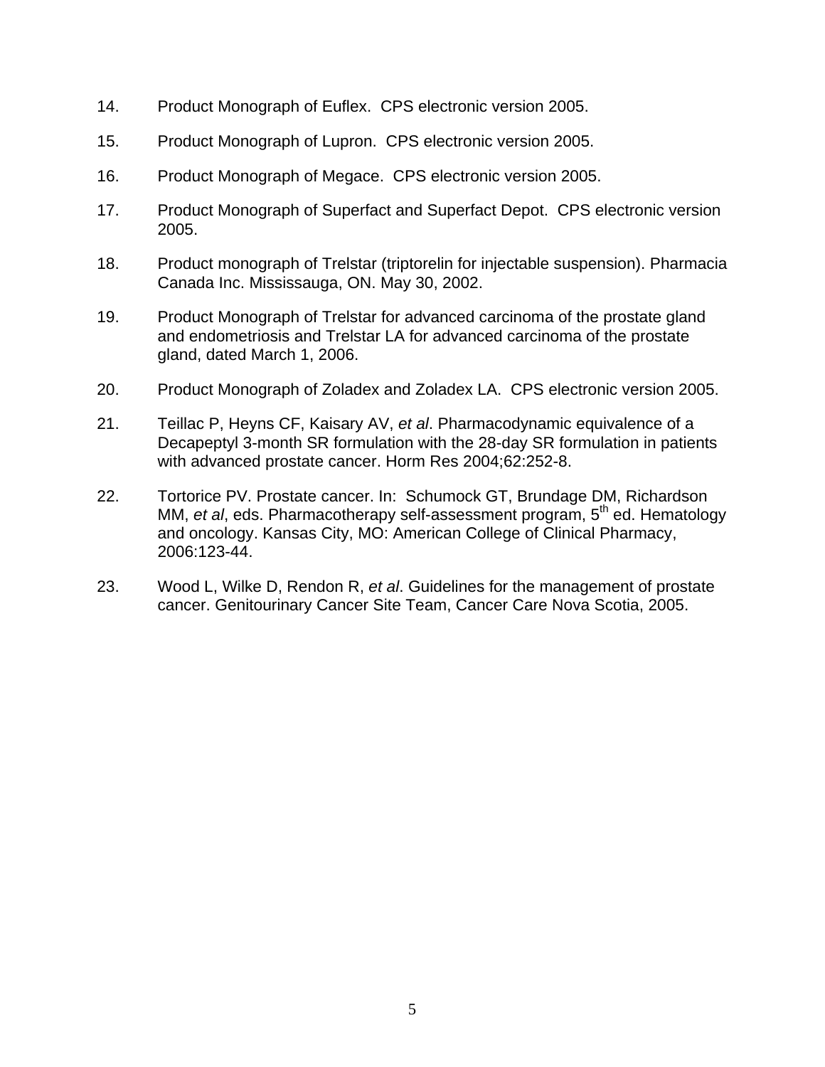14. Product Monograph of Euflex. CPS electronic version 2005.

15. Product Monograph of Lupron. CPS electronic version 2005.

16. Product Monograph of Megace. CPS electronic version 2005.

17. Product Monograph of Superfact and Superfact Depot. CPS electronic version 2005.

18. Product monograph of Trelstar (triptorelin for injectable suspension). Pharmacia Canada Inc. Mississauga, ON. May 30, 2002.

19. Product Monograph of Trelstar for advanced carcinoma of the prostate gland and endometriosis and Trelstar LA for advanced carcinoma of the prostate gland, dated March 1, 2006.

20. Product Monograph of Zoladex and Zoladex LA. CPS electronic version 2005.

21. Teillac P, Heyns CF, Kaisary AV, *et al*. Pharmacodynamic equivalence of a Decapeptyl 3-month SR formulation with the 28-day SR formulation in patients with advanced prostate cancer. Horm Res 2004;62:252-8.

22. Tortorice PV. Prostate cancer. In: Schumock GT, Brundage DM, Richardson MM, *et al*, eds. Pharmacotherapy self-assessment program, 5th ed. Hematology and oncology. Kansas City, MO: American College of Clinical Pharmacy, 2006:123-44.

23. Wood L, Wilke D, Rendon R, *et al*. Guidelines for the management of prostate cancer. Genitourinary Cancer Site Team, Cancer Care Nova Scotia, 2005.